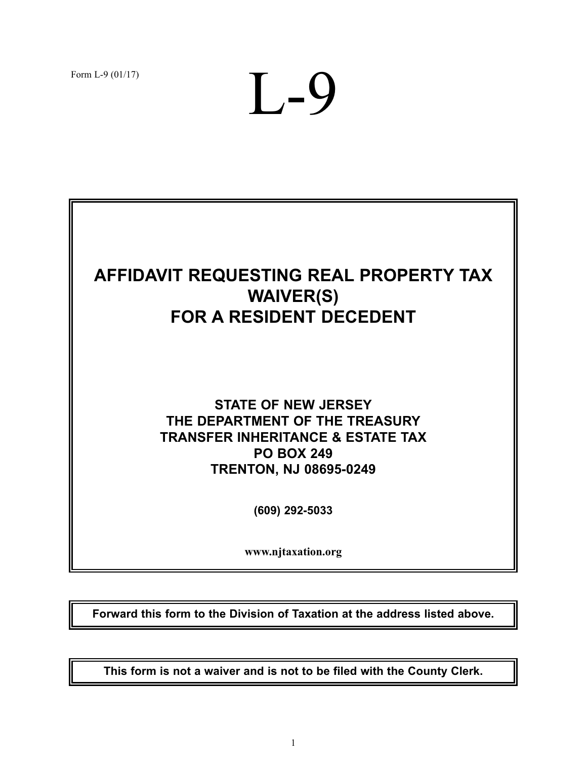Form L-9 (01/17)

# L-9

## AFFIDAVIT REQUESTING REAL PROPERTY TAX WAIVER(S) FOR A RESIDENT DECEDENT

**STATE OF NEW JERSEY**
**THE DEPARTMENT OF THE TREASURY**
**TRANSFER INHERITANCE & ESTATE TAX**
**PO BOX 249**
**TRENTON, NJ 08695-0249**

**(609) 292-5033**

**www.njtaxation.org**

**Forward this form to the Division of Taxation at the address listed above.**

**This form is not a waiver and is not to be filed with the County Clerk.**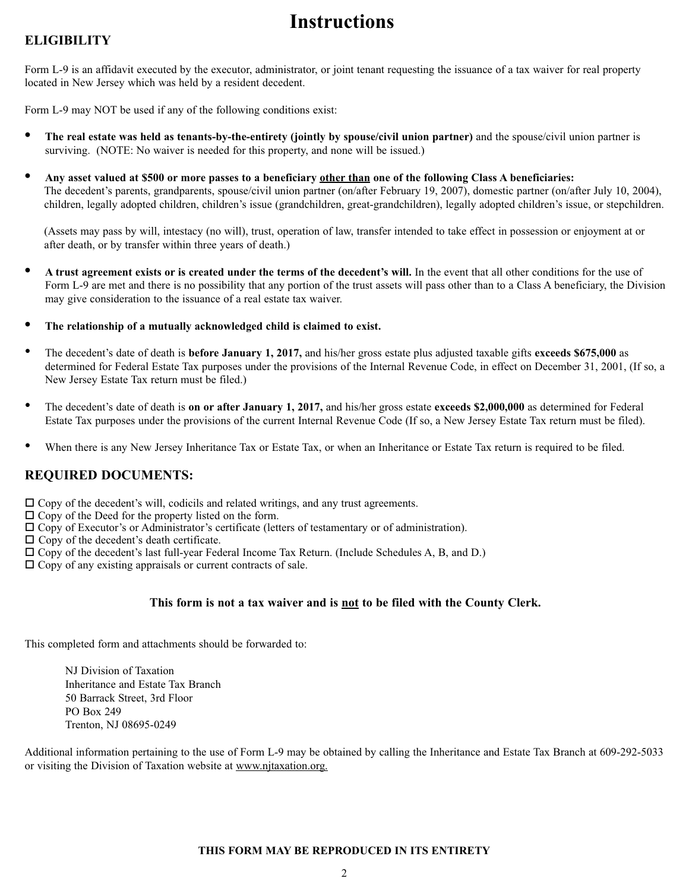# Instructions

## ELIGIBILITY

Form L-9 is an affidavit executed by the executor, administrator, or joint tenant requesting the issuance of a tax waiver for real property located in New Jersey which was held by a resident decedent.

Form L-9 may NOT be used if any of the following conditions exist:

- **The real estate was held as tenants-by-the-entirety (jointly by spouse/civil union partner)** and the spouse/civil union partner is surviving. (NOTE: No waiver is needed for this property, and none will be issued.)

- **Any asset valued at $500 or more passes to a beneficiary other than one of the following Class A beneficiaries:** The decedent's parents, grandparents, spouse/civil union partner (on/after February 19, 2007), domestic partner (on/after July 10, 2004), children, legally adopted children, children's issue (grandchildren, great-grandchildren), legally adopted children's issue, or stepchildren.

  (Assets may pass by will, intestacy (no will), trust, operation of law, transfer intended to take effect in possession or enjoyment at or after death, or by transfer within three years of death.)

- **A trust agreement exists or is created under the terms of the decedent's will.** In the event that all other conditions for the use of Form L-9 are met and there is no possibility that any portion of the trust assets will pass other than to a Class A beneficiary, the Division may give consideration to the issuance of a real estate tax waiver.

- **The relationship of a mutually acknowledged child is claimed to exist.**

- The decedent's date of death is **before January 1, 2017,** and his/her gross estate plus adjusted taxable gifts **exceeds $675,000** as determined for Federal Estate Tax purposes under the provisions of the Internal Revenue Code, in effect on December 31, 2001, (If so, a New Jersey Estate Tax return must be filed.)

- The decedent's date of death is **on or after January 1, 2017,** and his/her gross estate **exceeds $2,000,000** as determined for Federal Estate Tax purposes under the provisions of the current Internal Revenue Code (If so, a New Jersey Estate Tax return must be filed).

- When there is any New Jersey Inheritance Tax or Estate Tax, or when an Inheritance or Estate Tax return is required to be filed.

## REQUIRED DOCUMENTS:

☐ Copy of the decedent's will, codicils and related writings, and any trust agreements.
☐ Copy of the Deed for the property listed on the form.
☐ Copy of Executor's or Administrator's certificate (letters of testamentary or of administration).
☐ Copy of the decedent's death certificate.
☐ Copy of the decedent's last full-year Federal Income Tax Return. (Include Schedules A, B, and D.)
☐ Copy of any existing appraisals or current contracts of sale.

**This form is not a tax waiver and is not to be filed with the County Clerk.**

This completed form and attachments should be forwarded to:

NJ Division of Taxation
Inheritance and Estate Tax Branch
50 Barrack Street, 3rd Floor
PO Box 249
Trenton, NJ 08695-0249

Additional information pertaining to the use of Form L-9 may be obtained by calling the Inheritance and Estate Tax Branch at 609-292-5033 or visiting the Division of Taxation website at www.njtaxation.org.

**THIS FORM MAY BE REPRODUCED IN ITS ENTIRETY**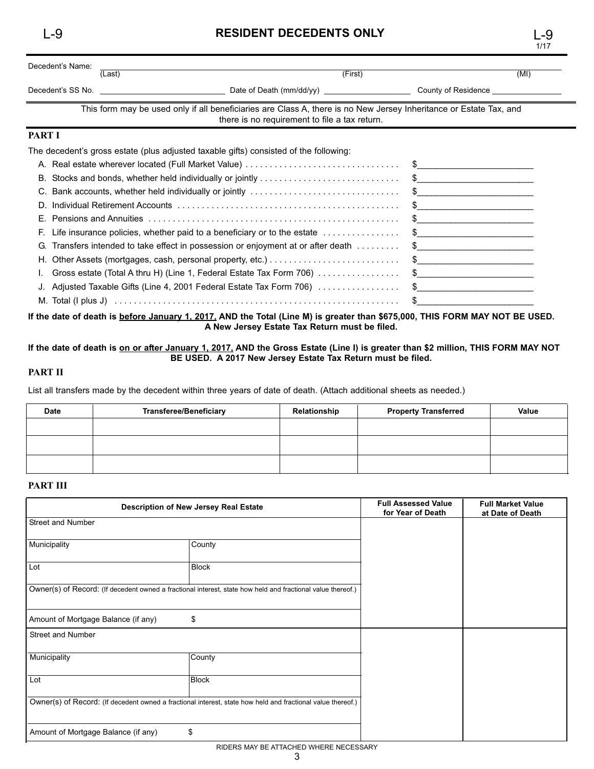L-9

# RESIDENT DECEDENTS ONLY

L-9
1/17

Decedent's Name: ______________________________________________
(Last) (First) (MI)

Decedent's SS No. ____________________ Date of Death (mm/dd/yy) ____________________ County of Residence ________________

This form may be used only if all beneficiaries are Class A, there is no New Jersey Inheritance or Estate Tax, and there is no requirement to file a tax return.

## PART I

The decedent's gross estate (plus adjusted taxable gifts) consisted of the following:

A. Real estate wherever located (Full Market Value) . . . . . . . . . . . . . . . . . . . . . . . . . . . . . . . $________________________

B. Stocks and bonds, whether held individually or jointly . . . . . . . . . . . . . . . . . . . . . . . . . . . . $________________________

C. Bank accounts, whether held individually or jointly . . . . . . . . . . . . . . . . . . . . . . . . . . . . . . $________________________

D. Individual Retirement Accounts . . . . . . . . . . . . . . . . . . . . . . . . . . . . . . . . . . . . . . . . . . . . . $________________________

E. Pensions and Annuities . . . . . . . . . . . . . . . . . . . . . . . . . . . . . . . . . . . . . . . . . . . . . . . . . . $________________________

F. Life insurance policies, whether paid to a beneficiary or to the estate . . . . . . . . . . . . . . . . $________________________

G. Transfers intended to take effect in possession or enjoyment at or after death . . . . . . . . . $________________________

H. Other Assets (mortgages, cash, personal property, etc.) . . . . . . . . . . . . . . . . . . . . . . . . . . $________________________

I. Gross estate (Total A thru H) (Line 1, Federal Estate Tax Form 706) . . . . . . . . . . . . . . . . . $________________________

J. Adjusted Taxable Gifts (Line 4, 2001 Federal Estate Tax Form 706) . . . . . . . . . . . . . . . . . $________________________

M. Total (I plus J) . . . . . . . . . . . . . . . . . . . . . . . . . . . . . . . . . . . . . . . . . . . . . . . . . . . . . . . . $________________________

**If the date of death is before January 1, 2017, AND the Total (Line M) is greater than $675,000, THIS FORM MAY NOT BE USED. A New Jersey Estate Tax Return must be filed.**

**If the date of death is on or after January 1, 2017, AND the Gross Estate (Line I) is greater than $2 million, THIS FORM MAY NOT BE USED. A 2017 New Jersey Estate Tax Return must be filed.**

## PART II

List all transfers made by the decedent within three years of date of death. (Attach additional sheets as needed.)

| Date | Transferee/Beneficiary | Relationship | Property Transferred | Value |
|---|---|---|---|---|
| | | | | |
| | | | | |
| | | | | |

## PART III

| Description of New Jersey Real Estate | | Full Assessed Value for Year of Death | Full Market Value at Date of Death |
|---|---|---|---|
| Street and Number | | | |
| Municipality | County | | |
| Lot | Block | | |
| Owner(s) of Record: (If decedent owned a fractional interest, state how held and fractional value thereof.) | | | |
| Amount of Mortgage Balance (if any) | $ | | |
| Street and Number | | | |
| Municipality | County | | |
| Lot | Block | | |
| Owner(s) of Record: (If decedent owned a fractional interest, state how held and fractional value thereof.) | | | |
| Amount of Mortgage Balance (if any) | $ | | |

RIDERS MAY BE ATTACHED WHERE NECESSARY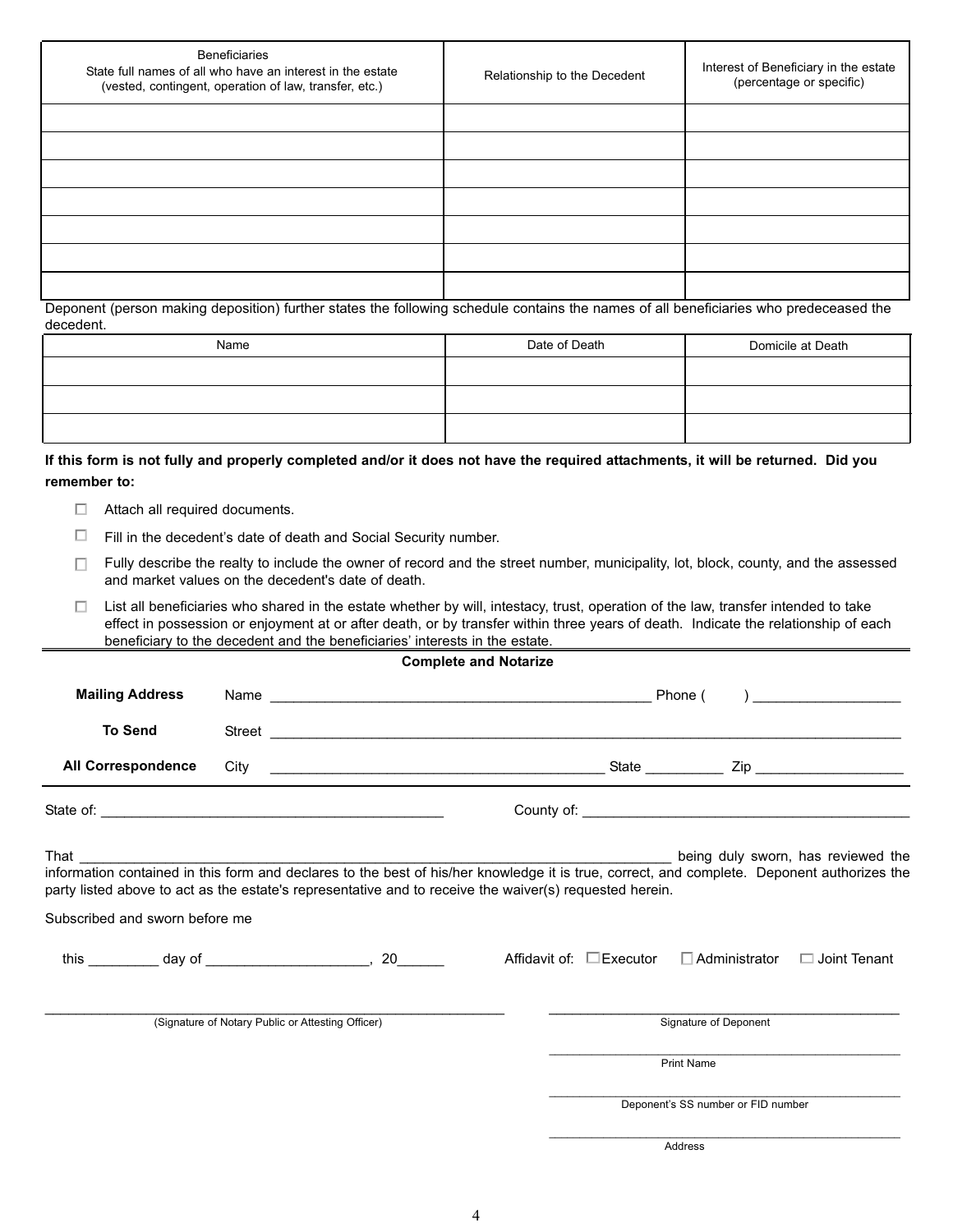| Beneficiaries<br>State full names of all who have an interest in the estate<br>(vested, contingent, operation of law, transfer, etc.) | Relationship to the Decedent | Interest of Beneficiary in the estate<br>(percentage or specific) |
|---|---|---|
| | | |
| | | |
| | | |
| | | |
| | | |
| | | |
| | | |

Deponent (person making deposition) further states the following schedule contains the names of all beneficiaries who predeceased the decedent.

| Name | Date of Death | Domicile at Death |
|---|---|---|
| | | |
| | | |
| | | |

**If this form is not fully and properly completed and/or it does not have the required attachments, it will be returned. Did you remember to:**

- ☐ Attach all required documents.
- ☐ Fill in the decedent's date of death and Social Security number.
- ☐ Fully describe the realty to include the owner of record and the street number, municipality, lot, block, county, and the assessed and market values on the decedent's date of death.
- ☐ List all beneficiaries who shared in the estate whether by will, intestacy, trust, operation of the law, transfer intended to take effect in possession or enjoyment at or after death, or by transfer within three years of death. Indicate the relationship of each beneficiary to the decedent and the beneficiaries' interests in the estate.

**Complete and Notarize**

**Mailing Address** Name ______________________________ Phone ( ) ________________

**To Send** Street ______________________________

**All Correspondence** City ______________________________ State __________ Zip ________________

State of: ______________________________ County of: ______________________________

That ______________________________ being duly sworn, has reviewed the information contained in this form and declares to the best of his/her knowledge it is true, correct, and complete. Deponent authorizes the party listed above to act as the estate's representative and to receive the waiver(s) requested herein.

Subscribed and sworn before me

this _________ day of ____________________, 20______

Affidavit of: ☐ Executor ☐ Administrator ☐ Joint Tenant

______________________________
(Signature of Notary Public or Attesting Officer)

______________________________
Signature of Deponent

______________________________
Print Name

______________________________
Deponent's SS number or FID number

______________________________
Address